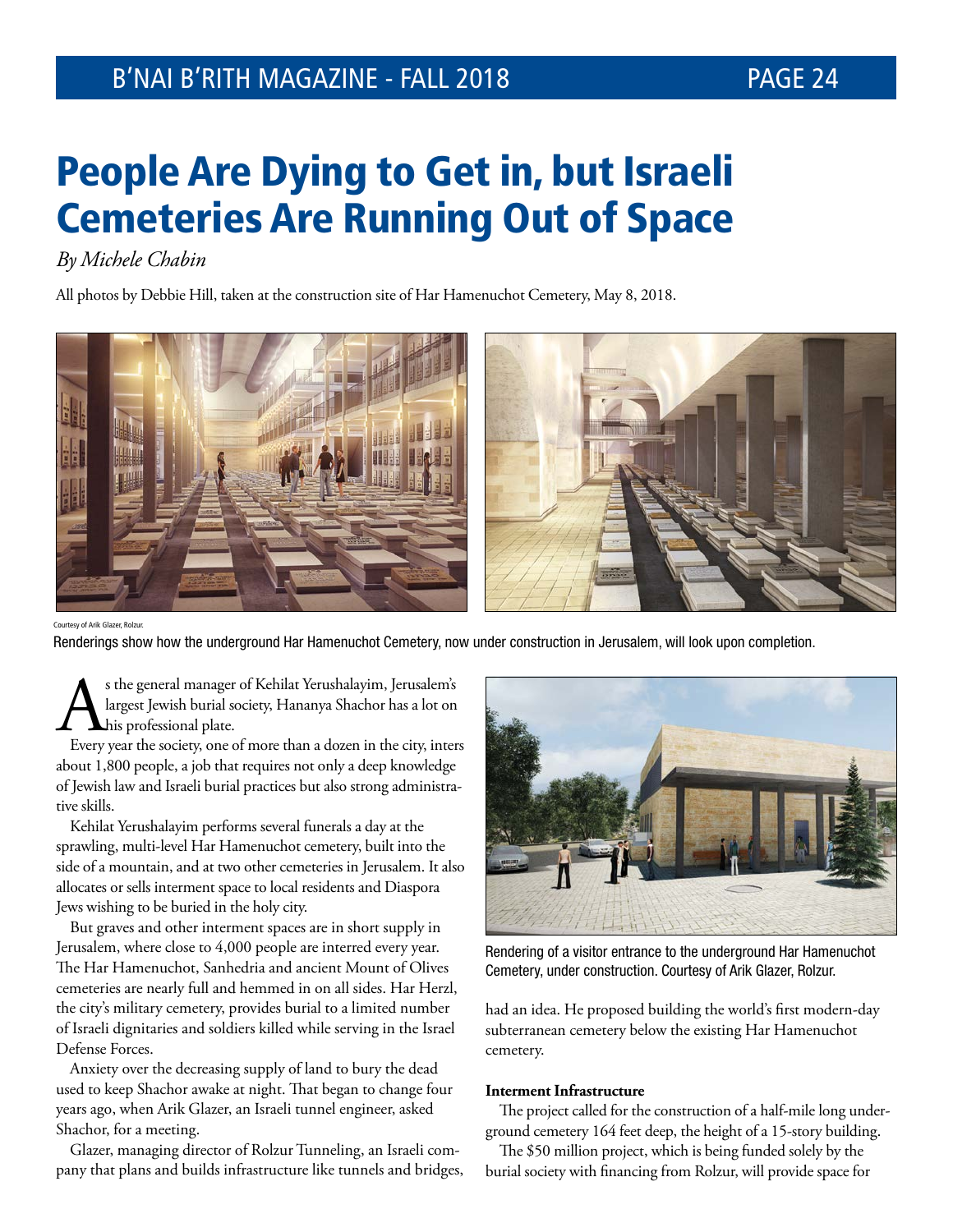// People Are Dying to Get in, but Israeli Cemeteries Are Running Out of Space

*By Michele Chabin*

All photos by Debbie Hill, taken at the construction site of Har Hamenuchot Cemetery, May 8, 2018.

Courtesy of Arik Glazer, Rolzur.

Renderings show how the underground Har Hamenuchot Cemetery, now under construction in Jerusalem, will look upon completion.

As the general manager of Kehilat Yerushalayim, Jerusalem's largest Jewish burial society, Hananya Shachor has a lot on his professional plate.

Every year the society, one of more than a dozen in the city, inters about 1,800 people, a job that requires not only a deep knowledge of Jewish law and Israeli burial practices but also strong administrative skills.

Kehilat Yerushalayim performs several funerals a day at the sprawling, multi-level Har Hamenuchot cemetery, built into the side of a mountain, and at two other cemeteries in Jerusalem. It also allocates or sells interment space to local residents and Diaspora Jews wishing to be buried in the holy city.

But graves and other interment spaces are in short supply in Jerusalem, where close to 4,000 people are interred every year. The Har Hamenuchot, Sanhedria and ancient Mount of Olives cemeteries are nearly full and hemmed in on all sides. Har Herzl, the city's military cemetery, provides burial to a limited number of Israeli dignitaries and soldiers killed while serving in the Israel Defense Forces.

Anxiety over the decreasing supply of land to bury the dead used to keep Shachor awake at night. That began to change four years ago, when Arik Glazer, an Israeli tunnel engineer, asked Shachor, for a meeting.

Glazer, managing director of Rolzur Tunneling, an Israeli company that plans and builds infrastructure like tunnels and bridges, had an idea. He proposed building the world's first modern-day subterranean cemetery below the existing Har Hamenuchot cemetery.

Rendering of a visitor entrance to the underground Har Hamenuchot Cemetery, under construction. Courtesy of Arik Glazer, Rolzur.

**Interment Infrastructure**

The project called for the construction of a half-mile long underground cemetery 164 feet deep, the height of a 15-story building.

The $50 million project, which is being funded solely by the burial society with financing from Rolzur, will provide space for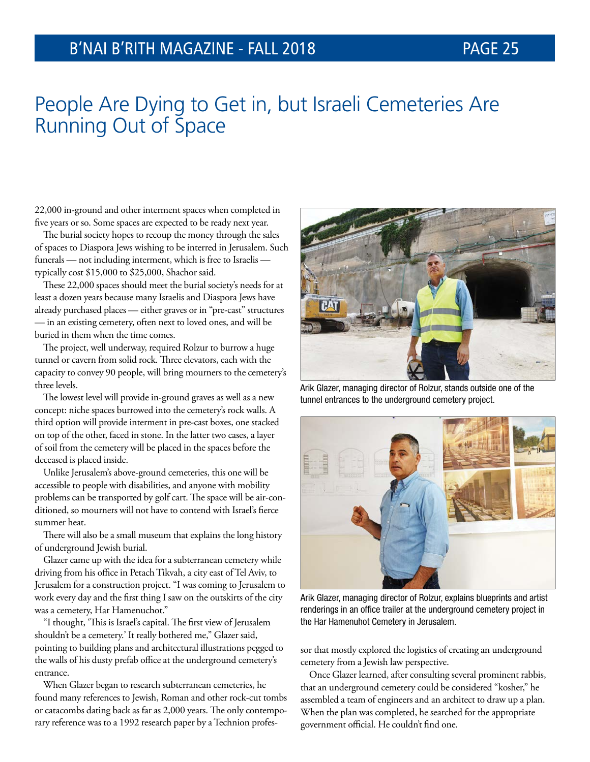# People Are Dying to Get in, but Israeli Cemeteries Are Running Out of Space

22,000 in-ground and other interment spaces when completed in five years or so. Some spaces are expected to be ready next year.

The burial society hopes to recoup the money through the sales of spaces to Diaspora Jews wishing to be interred in Jerusalem. Such funerals — not including interment, which is free to Israelis — typically cost $15,000 to $25,000, Shachor said.

These 22,000 spaces should meet the burial society's needs for at least a dozen years because many Israelis and Diaspora Jews have already purchased places — either graves or in "pre-cast" structures — in an existing cemetery, often next to loved ones, and will be buried in them when the time comes.

The project, well underway, required Rolzur to burrow a huge tunnel or cavern from solid rock. Three elevators, each with the capacity to convey 90 people, will bring mourners to the cemetery's three levels.

The lowest level will provide in-ground graves as well as a new concept: niche spaces burrowed into the cemetery's rock walls. A third option will provide interment in pre-cast boxes, one stacked on top of the other, faced in stone. In the latter two cases, a layer of soil from the cemetery will be placed in the spaces before the deceased is placed inside.

Unlike Jerusalem's above-ground cemeteries, this one will be accessible to people with disabilities, and anyone with mobility problems can be transported by golf cart. The space will be air-conditioned, so mourners will not have to contend with Israel's fierce summer heat.

There will also be a small museum that explains the long history of underground Jewish burial.

Glazer came up with the idea for a subterranean cemetery while driving from his office in Petach Tikvah, a city east of Tel Aviv, to Jerusalem for a construction project. "I was coming to Jerusalem to work every day and the first thing I saw on the outskirts of the city was a cemetery, Har Hamenuchot."

"I thought, 'This is Israel's capital. The first view of Jerusalem shouldn't be a cemetery.' It really bothered me," Glazer said, pointing to building plans and architectural illustrations pegged to the walls of his dusty prefab office at the underground cemetery's entrance.

When Glazer began to research subterranean cemeteries, he found many references to Jewish, Roman and other rock-cut tombs or catacombs dating back as far as 2,000 years. The only contemporary reference was to a 1992 research paper by a Technion professor that mostly explored the logistics of creating an underground cemetery from a Jewish law perspective.

Arik Glazer, managing director of Rolzur, stands outside one of the tunnel entrances to the underground cemetery project.

Arik Glazer, managing director of Rolzur, explains blueprints and artist renderings in an office trailer at the underground cemetery project in the Har Hamenuhot Cemetery in Jerusalem.

Once Glazer learned, after consulting several prominent rabbis, that an underground cemetery could be considered "kosher," he assembled a team of engineers and an architect to draw up a plan. When the plan was completed, he searched for the appropriate government official. He couldn't find one.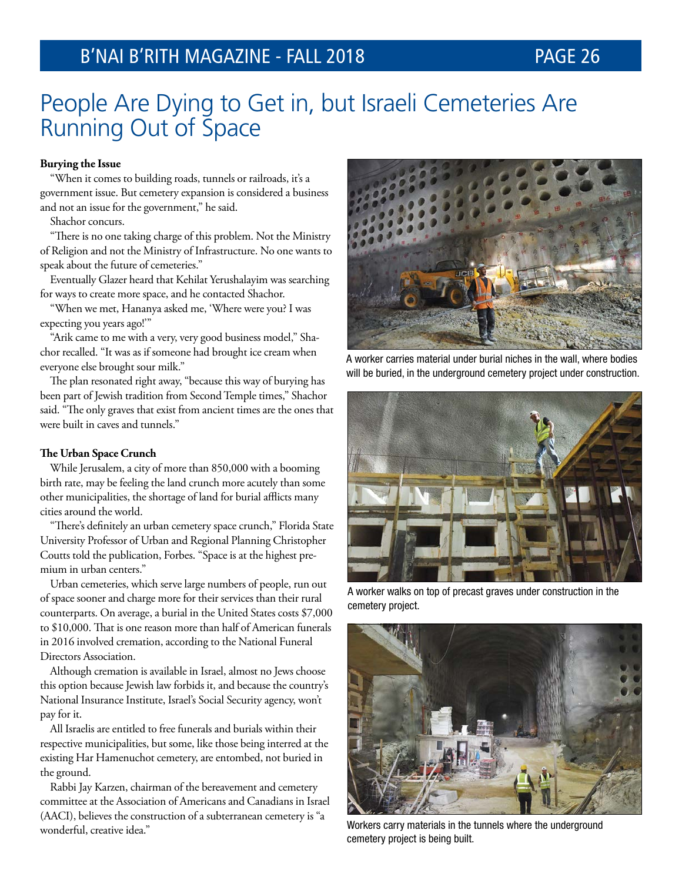# People Are Dying to Get in, but Israeli Cemeteries Are Running Out of Space

**Burying the Issue**

"When it comes to building roads, tunnels or railroads, it's a government issue. But cemetery expansion is considered a business and not an issue for the government," he said.

Shachor concurs.

"There is no one taking charge of this problem. Not the Ministry of Religion and not the Ministry of Infrastructure. No one wants to speak about the future of cemeteries."

Eventually Glazer heard that Kehilat Yerushalayim was searching for ways to create more space, and he contacted Shachor.

"When we met, Hananya asked me, 'Where were you? I was expecting you years ago!'"

"Arik came to me with a very, very good business model," Shachor recalled. "It was as if someone had brought ice cream when everyone else brought sour milk."

The plan resonated right away, "because this way of burying has been part of Jewish tradition from Second Temple times," Shachor said. "The only graves that exist from ancient times are the ones that were built in caves and tunnels."

**The Urban Space Crunch**

While Jerusalem, a city of more than 850,000 with a booming birth rate, may be feeling the land crunch more acutely than some other municipalities, the shortage of land for burial afflicts many cities around the world.

"There's definitely an urban cemetery space crunch," Florida State University Professor of Urban and Regional Planning Christopher Coutts told the publication, Forbes. "Space is at the highest premium in urban centers."

Urban cemeteries, which serve large numbers of people, run out of space sooner and charge more for their services than their rural counterparts. On average, a burial in the United States costs $7,000 to $10,000. That is one reason more than half of American funerals in 2016 involved cremation, according to the National Funeral Directors Association.

Although cremation is available in Israel, almost no Jews choose this option because Jewish law forbids it, and because the country's National Insurance Institute, Israel's Social Security agency, won't pay for it.

All Israelis are entitled to free funerals and burials within their respective municipalities, but some, like those being interred at the existing Har Hamenuchot cemetery, are entombed, not buried in the ground.

Rabbi Jay Karzen, chairman of the bereavement and cemetery committee at the Association of Americans and Canadians in Israel (AACI), believes the construction of a subterranean cemetery is "a wonderful, creative idea."

A worker carries material under burial niches in the wall, where bodies will be buried, in the underground cemetery project under construction.

A worker walks on top of precast graves under construction in the cemetery project.

Workers carry materials in the tunnels where the underground cemetery project is being built.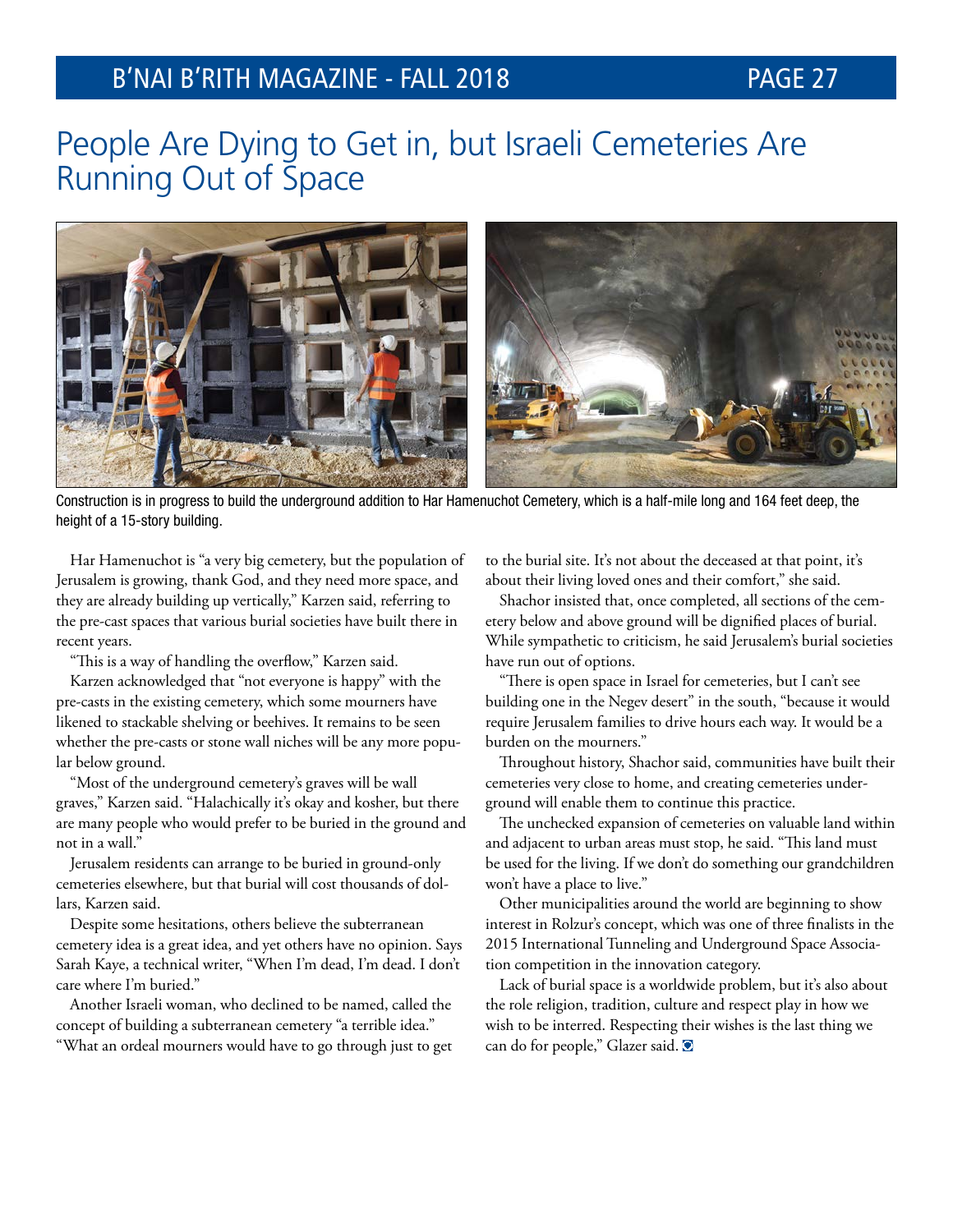# People Are Dying to Get in, but Israeli Cemeteries Are Running Out of Space

Construction is in progress to build the underground addition to Har Hamenuchot Cemetery, which is a half-mile long and 164 feet deep, the height of a 15-story building.

Har Hamenuchot is "a very big cemetery, but the population of Jerusalem is growing, thank God, and they need more space, and they are already building up vertically," Karzen said, referring to the pre-cast spaces that various burial societies have built there in recent years.

"This is a way of handling the overflow," Karzen said.

Karzen acknowledged that "not everyone is happy" with the pre-casts in the existing cemetery, which some mourners have likened to stackable shelving or beehives. It remains to be seen whether the pre-casts or stone wall niches will be any more popular below ground.

"Most of the underground cemetery's graves will be wall graves," Karzen said. "Halachically it's okay and kosher, but there are many people who would prefer to be buried in the ground and not in a wall."

Jerusalem residents can arrange to be buried in ground-only cemeteries elsewhere, but that burial will cost thousands of dollars, Karzen said.

Despite some hesitations, others believe the subterranean cemetery idea is a great idea, and yet others have no opinion. Says Sarah Kaye, a technical writer, "When I'm dead, I'm dead. I don't care where I'm buried."

Another Israeli woman, who declined to be named, called the concept of building a subterranean cemetery "a terrible idea." "What an ordeal mourners would have to go through just to get to the burial site. It's not about the deceased at that point, it's about their living loved ones and their comfort," she said.

Shachor insisted that, once completed, all sections of the cemetery below and above ground will be dignified places of burial. While sympathetic to criticism, he said Jerusalem's burial societies have run out of options.

"There is open space in Israel for cemeteries, but I can't see building one in the Negev desert" in the south, "because it would require Jerusalem families to drive hours each way. It would be a burden on the mourners."

Throughout history, Shachor said, communities have built their cemeteries very close to home, and creating cemeteries underground will enable them to continue this practice.

The unchecked expansion of cemeteries on valuable land within and adjacent to urban areas must stop, he said. "This land must be used for the living. If we don't do something our grandchildren won't have a place to live."

Other municipalities around the world are beginning to show interest in Rolzur's concept, which was one of three finalists in the 2015 International Tunneling and Underground Space Association competition in the innovation category.

Lack of burial space is a worldwide problem, but it's also about the role religion, tradition, culture and respect play in how we wish to be interred. Respecting their wishes is the last thing we can do for people," Glazer said.